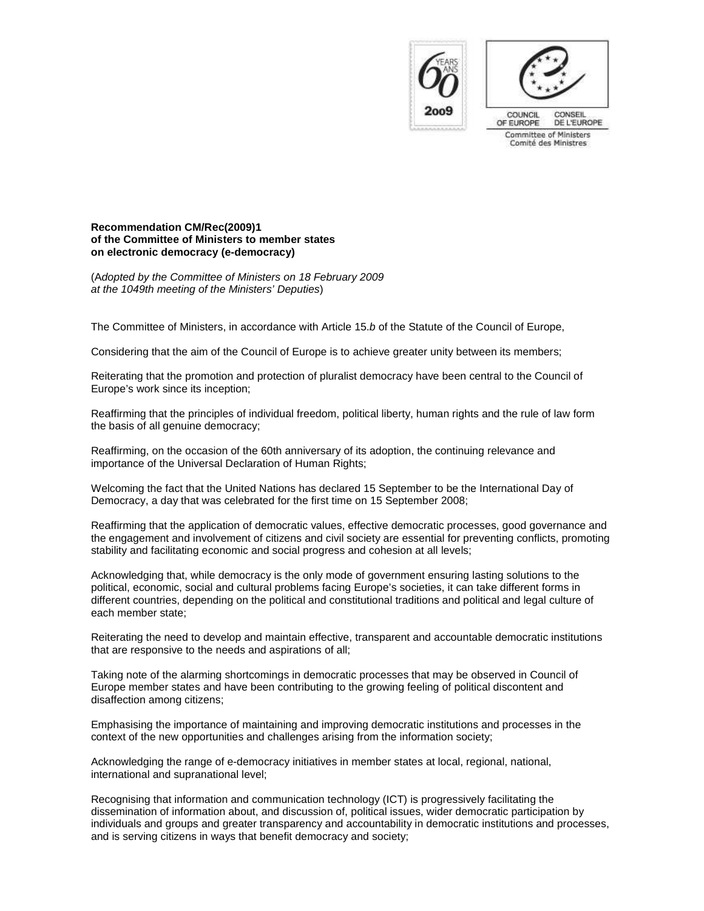**Recommendation CM/Rec(2009)1**
**of the Committee of Ministers to member states**
**on electronic democracy (e-democracy)**

(*Adopted by the Committee of Ministers on 18 February 2009*
*at the 1049th meeting of the Ministers' Deputies*)

The Committee of Ministers, in accordance with Article 15.*b* of the Statute of the Council of Europe,

Considering that the aim of the Council of Europe is to achieve greater unity between its members;

Reiterating that the promotion and protection of pluralist democracy have been central to the Council of Europe's work since its inception;

Reaffirming that the principles of individual freedom, political liberty, human rights and the rule of law form the basis of all genuine democracy;

Reaffirming, on the occasion of the 60th anniversary of its adoption, the continuing relevance and importance of the Universal Declaration of Human Rights;

Welcoming the fact that the United Nations has declared 15 September to be the International Day of Democracy, a day that was celebrated for the first time on 15 September 2008;

Reaffirming that the application of democratic values, effective democratic processes, good governance and the engagement and involvement of citizens and civil society are essential for preventing conflicts, promoting stability and facilitating economic and social progress and cohesion at all levels;

Acknowledging that, while democracy is the only mode of government ensuring lasting solutions to the political, economic, social and cultural problems facing Europe's societies, it can take different forms in different countries, depending on the political and constitutional traditions and political and legal culture of each member state;

Reiterating the need to develop and maintain effective, transparent and accountable democratic institutions that are responsive to the needs and aspirations of all;

Taking note of the alarming shortcomings in democratic processes that may be observed in Council of Europe member states and have been contributing to the growing feeling of political discontent and disaffection among citizens;

Emphasising the importance of maintaining and improving democratic institutions and processes in the context of the new opportunities and challenges arising from the information society;

Acknowledging the range of e-democracy initiatives in member states at local, regional, national, international and supranational level;

Recognising that information and communication technology (ICT) is progressively facilitating the dissemination of information about, and discussion of, political issues, wider democratic participation by individuals and groups and greater transparency and accountability in democratic institutions and processes, and is serving citizens in ways that benefit democracy and society;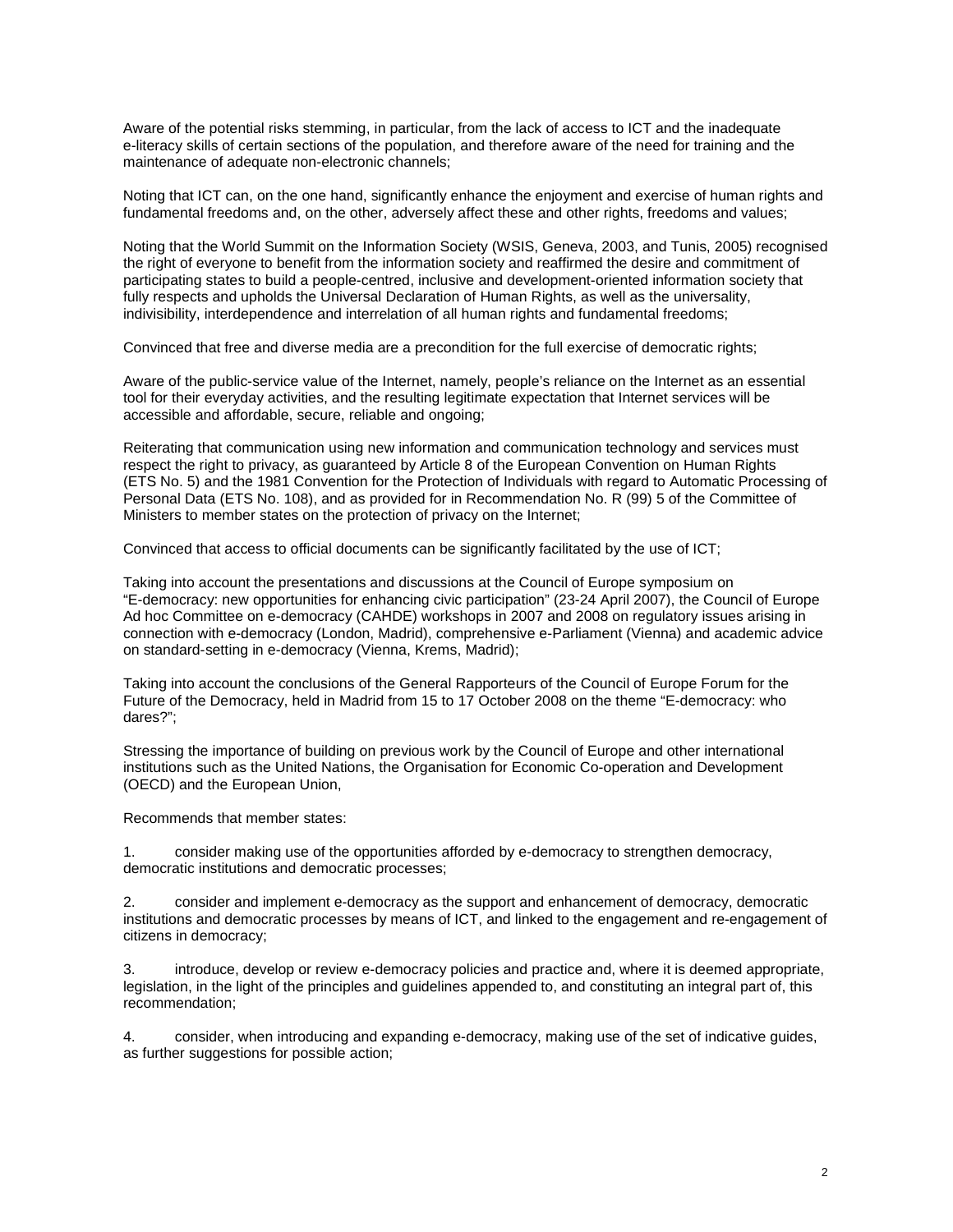Aware of the potential risks stemming, in particular, from the lack of access to ICT and the inadequate e-literacy skills of certain sections of the population, and therefore aware of the need for training and the maintenance of adequate non-electronic channels;

Noting that ICT can, on the one hand, significantly enhance the enjoyment and exercise of human rights and fundamental freedoms and, on the other, adversely affect these and other rights, freedoms and values;

Noting that the World Summit on the Information Society (WSIS, Geneva, 2003, and Tunis, 2005) recognised the right of everyone to benefit from the information society and reaffirmed the desire and commitment of participating states to build a people-centred, inclusive and development-oriented information society that fully respects and upholds the Universal Declaration of Human Rights, as well as the universality, indivisibility, interdependence and interrelation of all human rights and fundamental freedoms;

Convinced that free and diverse media are a precondition for the full exercise of democratic rights;

Aware of the public-service value of the Internet, namely, people's reliance on the Internet as an essential tool for their everyday activities, and the resulting legitimate expectation that Internet services will be accessible and affordable, secure, reliable and ongoing;

Reiterating that communication using new information and communication technology and services must respect the right to privacy, as guaranteed by Article 8 of the European Convention on Human Rights (ETS No. 5) and the 1981 Convention for the Protection of Individuals with regard to Automatic Processing of Personal Data (ETS No. 108), and as provided for in Recommendation No. R (99) 5 of the Committee of Ministers to member states on the protection of privacy on the Internet;

Convinced that access to official documents can be significantly facilitated by the use of ICT;

Taking into account the presentations and discussions at the Council of Europe symposium on "E-democracy: new opportunities for enhancing civic participation" (23-24 April 2007), the Council of Europe Ad hoc Committee on e-democracy (CAHDE) workshops in 2007 and 2008 on regulatory issues arising in connection with e-democracy (London, Madrid), comprehensive e-Parliament (Vienna) and academic advice on standard-setting in e-democracy (Vienna, Krems, Madrid);

Taking into account the conclusions of the General Rapporteurs of the Council of Europe Forum for the Future of the Democracy, held in Madrid from 15 to 17 October 2008 on the theme "E-democracy: who dares?";

Stressing the importance of building on previous work by the Council of Europe and other international institutions such as the United Nations, the Organisation for Economic Co-operation and Development (OECD) and the European Union,

Recommends that member states:

1. consider making use of the opportunities afforded by e-democracy to strengthen democracy, democratic institutions and democratic processes;

2. consider and implement e-democracy as the support and enhancement of democracy, democratic institutions and democratic processes by means of ICT, and linked to the engagement and re-engagement of citizens in democracy;

3. introduce, develop or review e-democracy policies and practice and, where it is deemed appropriate, legislation, in the light of the principles and guidelines appended to, and constituting an integral part of, this recommendation;

4. consider, when introducing and expanding e-democracy, making use of the set of indicative guides, as further suggestions for possible action;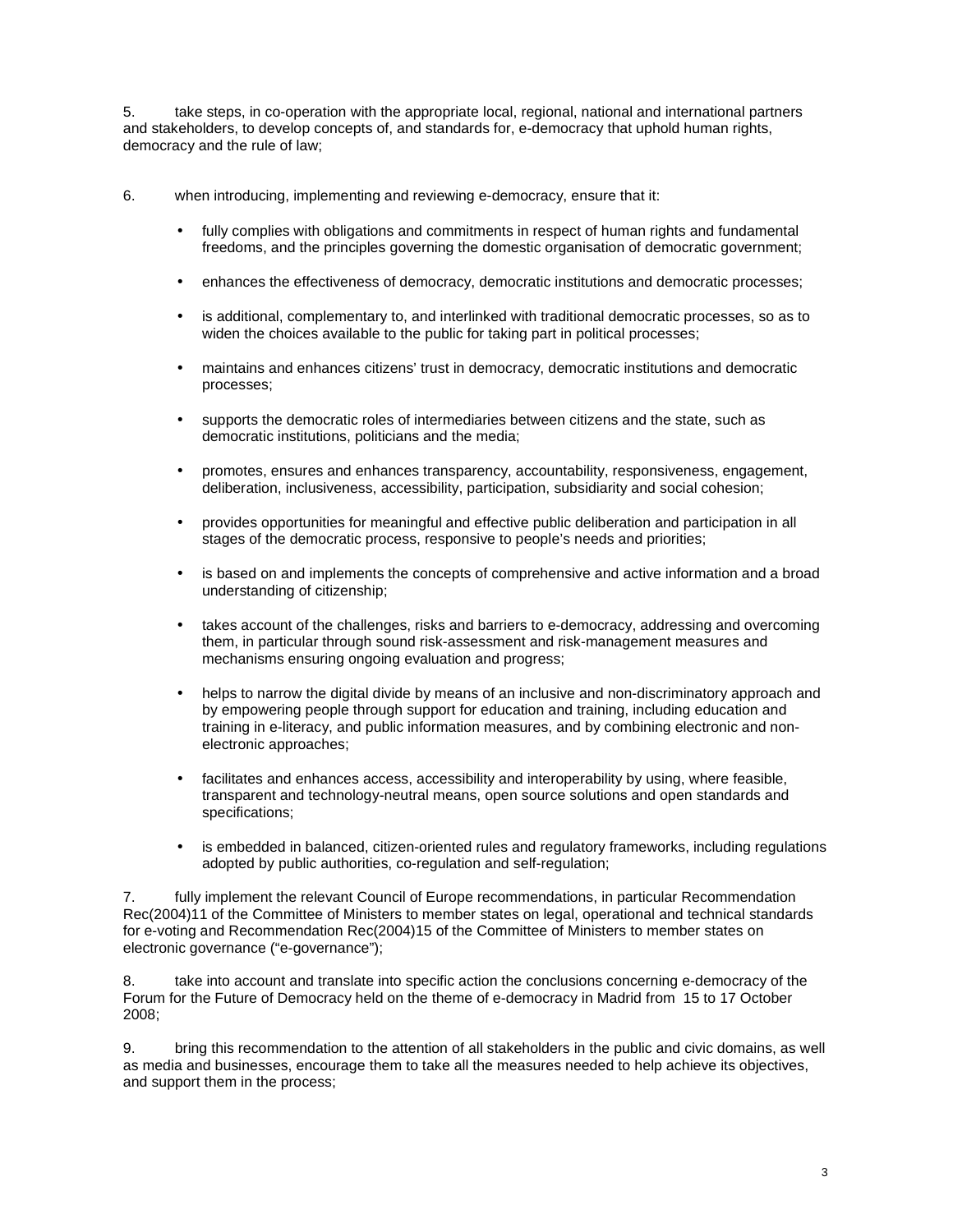5. take steps, in co-operation with the appropriate local, regional, national and international partners and stakeholders, to develop concepts of, and standards for, e-democracy that uphold human rights, democracy and the rule of law;

6. when introducing, implementing and reviewing e-democracy, ensure that it:

- fully complies with obligations and commitments in respect of human rights and fundamental freedoms, and the principles governing the domestic organisation of democratic government;
- enhances the effectiveness of democracy, democratic institutions and democratic processes;
- is additional, complementary to, and interlinked with traditional democratic processes, so as to widen the choices available to the public for taking part in political processes;
- maintains and enhances citizens' trust in democracy, democratic institutions and democratic processes;
- supports the democratic roles of intermediaries between citizens and the state, such as democratic institutions, politicians and the media;
- promotes, ensures and enhances transparency, accountability, responsiveness, engagement, deliberation, inclusiveness, accessibility, participation, subsidiarity and social cohesion;
- provides opportunities for meaningful and effective public deliberation and participation in all stages of the democratic process, responsive to people's needs and priorities;
- is based on and implements the concepts of comprehensive and active information and a broad understanding of citizenship;
- takes account of the challenges, risks and barriers to e-democracy, addressing and overcoming them, in particular through sound risk-assessment and risk-management measures and mechanisms ensuring ongoing evaluation and progress;
- helps to narrow the digital divide by means of an inclusive and non-discriminatory approach and by empowering people through support for education and training, including education and training in e-literacy, and public information measures, and by combining electronic and non-electronic approaches;
- facilitates and enhances access, accessibility and interoperability by using, where feasible, transparent and technology-neutral means, open source solutions and open standards and specifications;
- is embedded in balanced, citizen-oriented rules and regulatory frameworks, including regulations adopted by public authorities, co-regulation and self-regulation;

7. fully implement the relevant Council of Europe recommendations, in particular Recommendation Rec(2004)11 of the Committee of Ministers to member states on legal, operational and technical standards for e-voting and Recommendation Rec(2004)15 of the Committee of Ministers to member states on electronic governance ("e-governance");

8. take into account and translate into specific action the conclusions concerning e-democracy of the Forum for the Future of Democracy held on the theme of e-democracy in Madrid from 15 to 17 October 2008;

9. bring this recommendation to the attention of all stakeholders in the public and civic domains, as well as media and businesses, encourage them to take all the measures needed to help achieve its objectives, and support them in the process;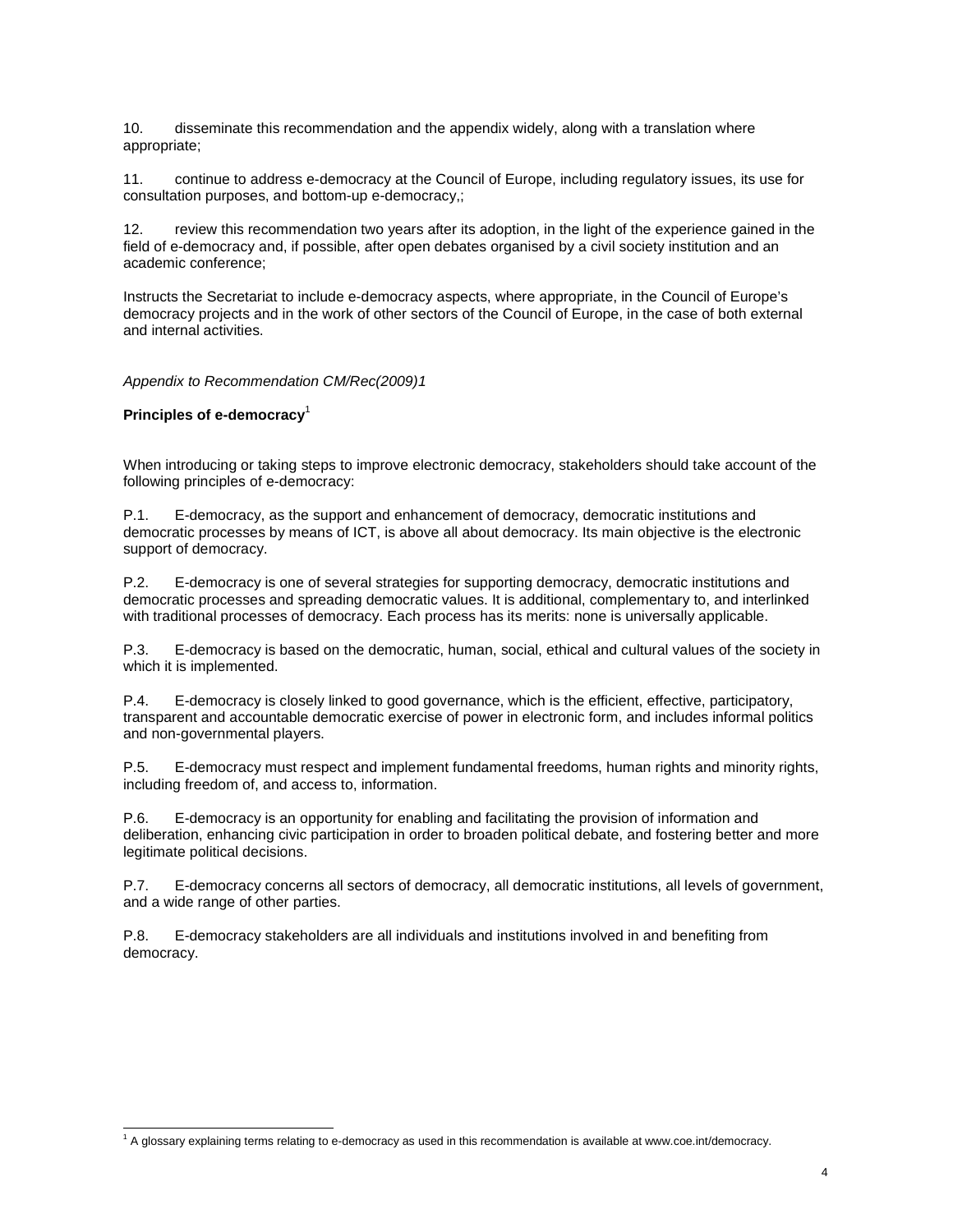10. disseminate this recommendation and the appendix widely, along with a translation where appropriate;

11. continue to address e-democracy at the Council of Europe, including regulatory issues, its use for consultation purposes, and bottom-up e-democracy,;

12. review this recommendation two years after its adoption, in the light of the experience gained in the field of e-democracy and, if possible, after open debates organised by a civil society institution and an academic conference;

Instructs the Secretariat to include e-democracy aspects, where appropriate, in the Council of Europe's democracy projects and in the work of other sectors of the Council of Europe, in the case of both external and internal activities.

*Appendix to Recommendation CM/Rec(2009)1*

**Principles of e-democracy**[1]

When introducing or taking steps to improve electronic democracy, stakeholders should take account of the following principles of e-democracy:

P.1. E-democracy, as the support and enhancement of democracy, democratic institutions and democratic processes by means of ICT, is above all about democracy. Its main objective is the electronic support of democracy.

P.2. E-democracy is one of several strategies for supporting democracy, democratic institutions and democratic processes and spreading democratic values. It is additional, complementary to, and interlinked with traditional processes of democracy. Each process has its merits: none is universally applicable.

P.3. E-democracy is based on the democratic, human, social, ethical and cultural values of the society in which it is implemented.

P.4. E-democracy is closely linked to good governance, which is the efficient, effective, participatory, transparent and accountable democratic exercise of power in electronic form, and includes informal politics and non-governmental players.

P.5. E-democracy must respect and implement fundamental freedoms, human rights and minority rights, including freedom of, and access to, information.

P.6. E-democracy is an opportunity for enabling and facilitating the provision of information and deliberation, enhancing civic participation in order to broaden political debate, and fostering better and more legitimate political decisions.

P.7. E-democracy concerns all sectors of democracy, all democratic institutions, all levels of government, and a wide range of other parties.

P.8. E-democracy stakeholders are all individuals and institutions involved in and benefiting from democracy.

[1] A glossary explaining terms relating to e-democracy as used in this recommendation is available at www.coe.int/democracy.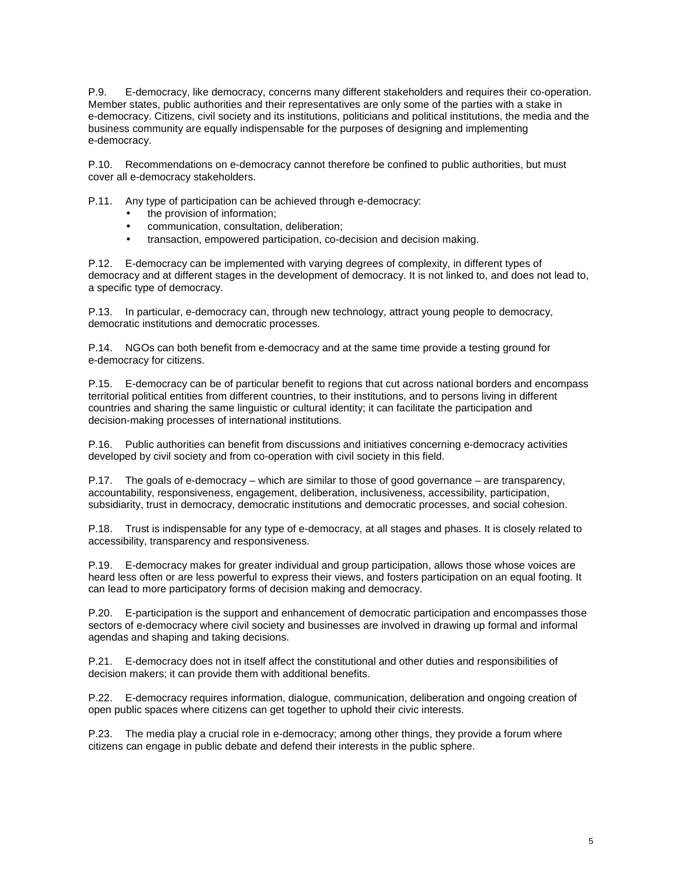P.9. E-democracy, like democracy, concerns many different stakeholders and requires their co-operation. Member states, public authorities and their representatives are only some of the parties with a stake in e-democracy. Citizens, civil society and its institutions, politicians and political institutions, the media and the business community are equally indispensable for the purposes of designing and implementing e-democracy.

P.10. Recommendations on e-democracy cannot therefore be confined to public authorities, but must cover all e-democracy stakeholders.

P.11. Any type of participation can be achieved through e-democracy:

- the provision of information;
- communication, consultation, deliberation;
- transaction, empowered participation, co-decision and decision making.

P.12. E-democracy can be implemented with varying degrees of complexity, in different types of democracy and at different stages in the development of democracy. It is not linked to, and does not lead to, a specific type of democracy.

P.13. In particular, e-democracy can, through new technology, attract young people to democracy, democratic institutions and democratic processes.

P.14. NGOs can both benefit from e-democracy and at the same time provide a testing ground for e-democracy for citizens.

P.15. E-democracy can be of particular benefit to regions that cut across national borders and encompass territorial political entities from different countries, to their institutions, and to persons living in different countries and sharing the same linguistic or cultural identity; it can facilitate the participation and decision-making processes of international institutions.

P.16. Public authorities can benefit from discussions and initiatives concerning e-democracy activities developed by civil society and from co-operation with civil society in this field.

P.17. The goals of e-democracy – which are similar to those of good governance – are transparency, accountability, responsiveness, engagement, deliberation, inclusiveness, accessibility, participation, subsidiarity, trust in democracy, democratic institutions and democratic processes, and social cohesion.

P.18. Trust is indispensable for any type of e-democracy, at all stages and phases. It is closely related to accessibility, transparency and responsiveness.

P.19. E-democracy makes for greater individual and group participation, allows those whose voices are heard less often or are less powerful to express their views, and fosters participation on an equal footing. It can lead to more participatory forms of decision making and democracy.

P.20. E-participation is the support and enhancement of democratic participation and encompasses those sectors of e-democracy where civil society and businesses are involved in drawing up formal and informal agendas and shaping and taking decisions.

P.21. E-democracy does not in itself affect the constitutional and other duties and responsibilities of decision makers; it can provide them with additional benefits.

P.22. E-democracy requires information, dialogue, communication, deliberation and ongoing creation of open public spaces where citizens can get together to uphold their civic interests.

P.23. The media play a crucial role in e-democracy; among other things, they provide a forum where citizens can engage in public debate and defend their interests in the public sphere.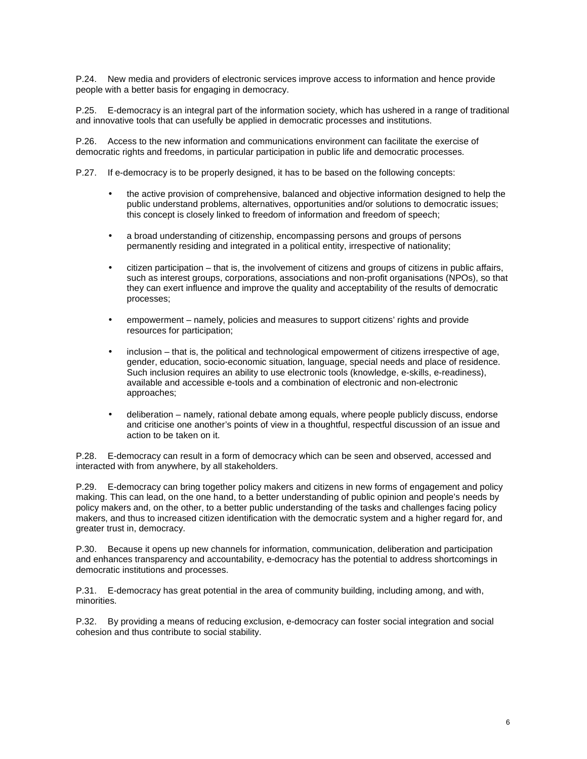P.24. New media and providers of electronic services improve access to information and hence provide people with a better basis for engaging in democracy.

P.25. E-democracy is an integral part of the information society, which has ushered in a range of traditional and innovative tools that can usefully be applied in democratic processes and institutions.

P.26. Access to the new information and communications environment can facilitate the exercise of democratic rights and freedoms, in particular participation in public life and democratic processes.

P.27. If e-democracy is to be properly designed, it has to be based on the following concepts:

- the active provision of comprehensive, balanced and objective information designed to help the public understand problems, alternatives, opportunities and/or solutions to democratic issues; this concept is closely linked to freedom of information and freedom of speech;
- a broad understanding of citizenship, encompassing persons and groups of persons permanently residing and integrated in a political entity, irrespective of nationality;
- citizen participation – that is, the involvement of citizens and groups of citizens in public affairs, such as interest groups, corporations, associations and non-profit organisations (NPOs), so that they can exert influence and improve the quality and acceptability of the results of democratic processes;
- empowerment – namely, policies and measures to support citizens' rights and provide resources for participation;
- inclusion – that is, the political and technological empowerment of citizens irrespective of age, gender, education, socio-economic situation, language, special needs and place of residence. Such inclusion requires an ability to use electronic tools (knowledge, e-skills, e-readiness), available and accessible e-tools and a combination of electronic and non-electronic approaches;
- deliberation – namely, rational debate among equals, where people publicly discuss, endorse and criticise one another's points of view in a thoughtful, respectful discussion of an issue and action to be taken on it.

P.28. E-democracy can result in a form of democracy which can be seen and observed, accessed and interacted with from anywhere, by all stakeholders.

P.29. E-democracy can bring together policy makers and citizens in new forms of engagement and policy making. This can lead, on the one hand, to a better understanding of public opinion and people's needs by policy makers and, on the other, to a better public understanding of the tasks and challenges facing policy makers, and thus to increased citizen identification with the democratic system and a higher regard for, and greater trust in, democracy.

P.30. Because it opens up new channels for information, communication, deliberation and participation and enhances transparency and accountability, e-democracy has the potential to address shortcomings in democratic institutions and processes.

P.31. E-democracy has great potential in the area of community building, including among, and with, minorities.

P.32. By providing a means of reducing exclusion, e-democracy can foster social integration and social cohesion and thus contribute to social stability.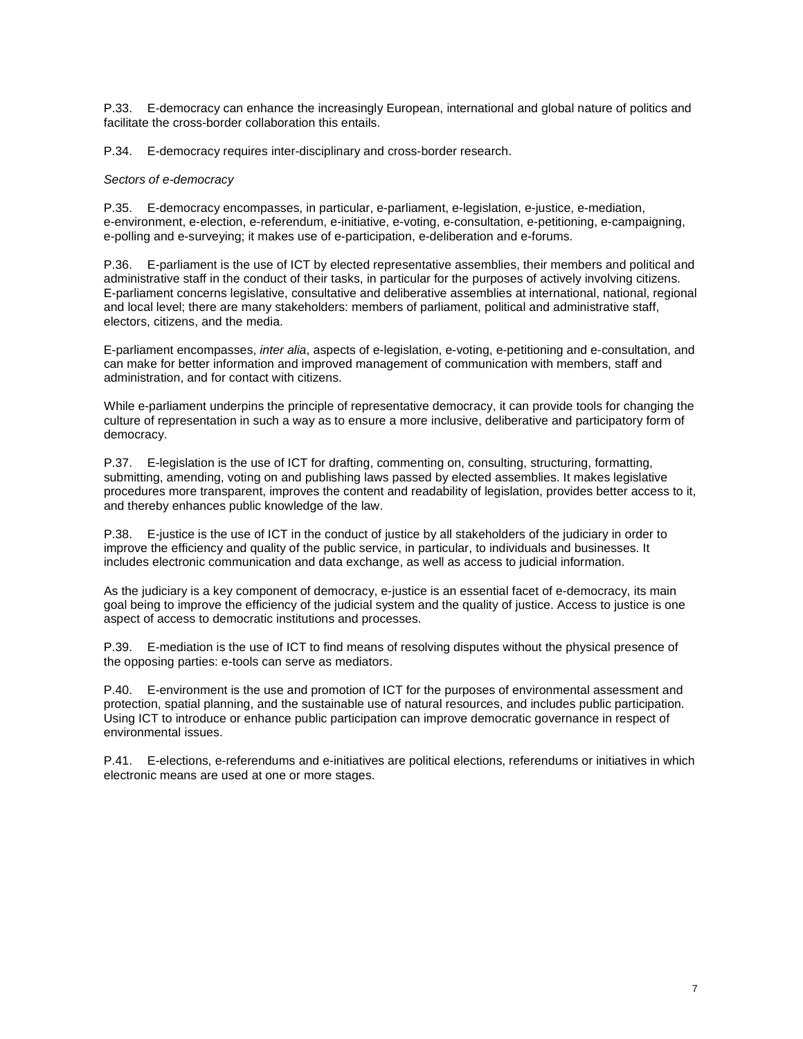P.33. E-democracy can enhance the increasingly European, international and global nature of politics and facilitate the cross-border collaboration this entails.

P.34. E-democracy requires inter-disciplinary and cross-border research.

*Sectors of e-democracy*

P.35. E-democracy encompasses, in particular, e-parliament, e-legislation, e-justice, e-mediation, e-environment, e-election, e-referendum, e-initiative, e-voting, e-consultation, e-petitioning, e-campaigning, e-polling and e-surveying; it makes use of e-participation, e-deliberation and e-forums.

P.36. E-parliament is the use of ICT by elected representative assemblies, their members and political and administrative staff in the conduct of their tasks, in particular for the purposes of actively involving citizens. E-parliament concerns legislative, consultative and deliberative assemblies at international, national, regional and local level; there are many stakeholders: members of parliament, political and administrative staff, electors, citizens, and the media.

E-parliament encompasses, *inter alia*, aspects of e-legislation, e-voting, e-petitioning and e-consultation, and can make for better information and improved management of communication with members, staff and administration, and for contact with citizens.

While e-parliament underpins the principle of representative democracy, it can provide tools for changing the culture of representation in such a way as to ensure a more inclusive, deliberative and participatory form of democracy.

P.37. E-legislation is the use of ICT for drafting, commenting on, consulting, structuring, formatting, submitting, amending, voting on and publishing laws passed by elected assemblies. It makes legislative procedures more transparent, improves the content and readability of legislation, provides better access to it, and thereby enhances public knowledge of the law.

P.38. E-justice is the use of ICT in the conduct of justice by all stakeholders of the judiciary in order to improve the efficiency and quality of the public service, in particular, to individuals and businesses. It includes electronic communication and data exchange, as well as access to judicial information.

As the judiciary is a key component of democracy, e-justice is an essential facet of e-democracy, its main goal being to improve the efficiency of the judicial system and the quality of justice. Access to justice is one aspect of access to democratic institutions and processes.

P.39. E-mediation is the use of ICT to find means of resolving disputes without the physical presence of the opposing parties: e-tools can serve as mediators.

P.40. E-environment is the use and promotion of ICT for the purposes of environmental assessment and protection, spatial planning, and the sustainable use of natural resources, and includes public participation. Using ICT to introduce or enhance public participation can improve democratic governance in respect of environmental issues.

P.41. E-elections, e-referendums and e-initiatives are political elections, referendums or initiatives in which electronic means are used at one or more stages.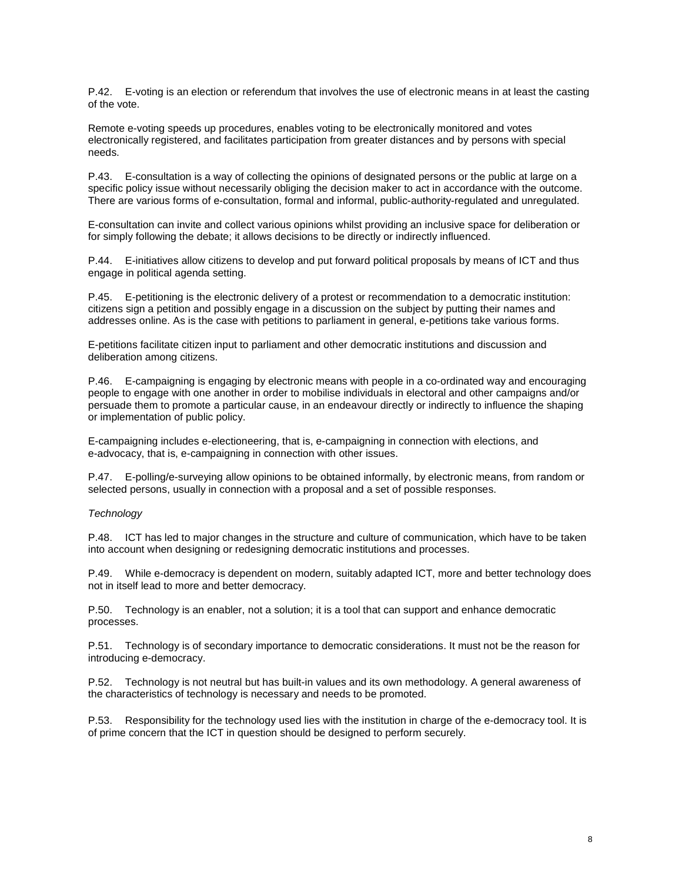P.42. E-voting is an election or referendum that involves the use of electronic means in at least the casting of the vote.

Remote e-voting speeds up procedures, enables voting to be electronically monitored and votes electronically registered, and facilitates participation from greater distances and by persons with special needs.

P.43. E-consultation is a way of collecting the opinions of designated persons or the public at large on a specific policy issue without necessarily obliging the decision maker to act in accordance with the outcome. There are various forms of e-consultation, formal and informal, public-authority-regulated and unregulated.

E-consultation can invite and collect various opinions whilst providing an inclusive space for deliberation or for simply following the debate; it allows decisions to be directly or indirectly influenced.

P.44. E-initiatives allow citizens to develop and put forward political proposals by means of ICT and thus engage in political agenda setting.

P.45. E-petitioning is the electronic delivery of a protest or recommendation to a democratic institution: citizens sign a petition and possibly engage in a discussion on the subject by putting their names and addresses online. As is the case with petitions to parliament in general, e-petitions take various forms.

E-petitions facilitate citizen input to parliament and other democratic institutions and discussion and deliberation among citizens.

P.46. E-campaigning is engaging by electronic means with people in a co-ordinated way and encouraging people to engage with one another in order to mobilise individuals in electoral and other campaigns and/or persuade them to promote a particular cause, in an endeavour directly or indirectly to influence the shaping or implementation of public policy.

E-campaigning includes e-electioneering, that is, e-campaigning in connection with elections, and e-advocacy, that is, e-campaigning in connection with other issues.

P.47. E-polling/e-surveying allow opinions to be obtained informally, by electronic means, from random or selected persons, usually in connection with a proposal and a set of possible responses.

*Technology*

P.48. ICT has led to major changes in the structure and culture of communication, which have to be taken into account when designing or redesigning democratic institutions and processes.

P.49. While e-democracy is dependent on modern, suitably adapted ICT, more and better technology does not in itself lead to more and better democracy.

P.50. Technology is an enabler, not a solution; it is a tool that can support and enhance democratic processes.

P.51. Technology is of secondary importance to democratic considerations. It must not be the reason for introducing e-democracy.

P.52. Technology is not neutral but has built-in values and its own methodology. A general awareness of the characteristics of technology is necessary and needs to be promoted.

P.53. Responsibility for the technology used lies with the institution in charge of the e-democracy tool. It is of prime concern that the ICT in question should be designed to perform securely.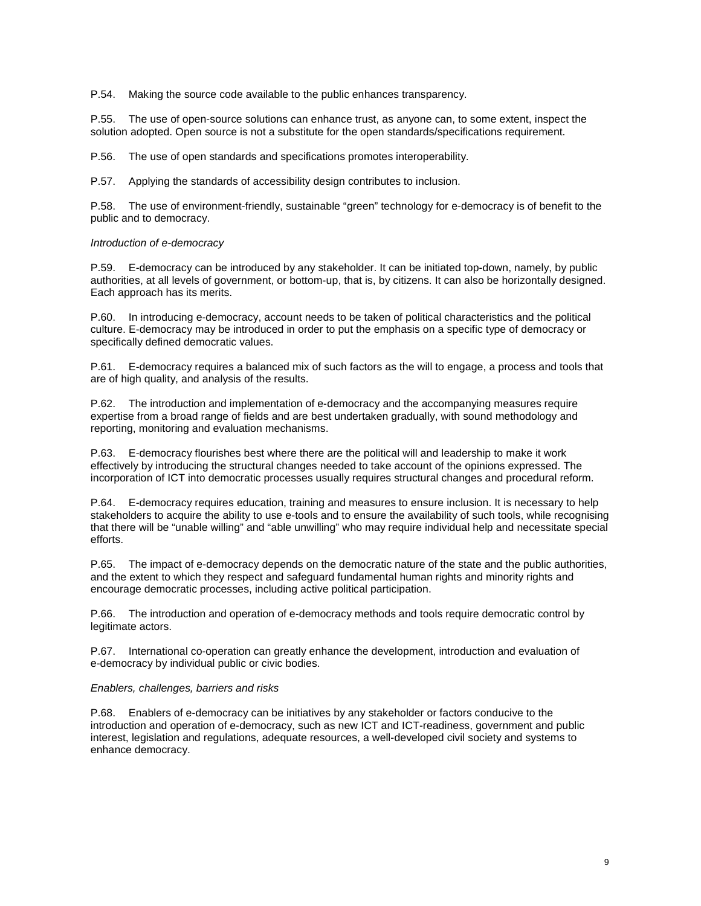P.54. Making the source code available to the public enhances transparency.

P.55. The use of open-source solutions can enhance trust, as anyone can, to some extent, inspect the solution adopted. Open source is not a substitute for the open standards/specifications requirement.

P.56. The use of open standards and specifications promotes interoperability.

P.57. Applying the standards of accessibility design contributes to inclusion.

P.58. The use of environment-friendly, sustainable "green" technology for e-democracy is of benefit to the public and to democracy.

*Introduction of e-democracy*

P.59. E-democracy can be introduced by any stakeholder. It can be initiated top-down, namely, by public authorities, at all levels of government, or bottom-up, that is, by citizens. It can also be horizontally designed. Each approach has its merits.

P.60. In introducing e-democracy, account needs to be taken of political characteristics and the political culture. E-democracy may be introduced in order to put the emphasis on a specific type of democracy or specifically defined democratic values.

P.61. E-democracy requires a balanced mix of such factors as the will to engage, a process and tools that are of high quality, and analysis of the results.

P.62. The introduction and implementation of e-democracy and the accompanying measures require expertise from a broad range of fields and are best undertaken gradually, with sound methodology and reporting, monitoring and evaluation mechanisms.

P.63. E-democracy flourishes best where there are the political will and leadership to make it work effectively by introducing the structural changes needed to take account of the opinions expressed. The incorporation of ICT into democratic processes usually requires structural changes and procedural reform.

P.64. E-democracy requires education, training and measures to ensure inclusion. It is necessary to help stakeholders to acquire the ability to use e-tools and to ensure the availability of such tools, while recognising that there will be "unable willing" and "able unwilling" who may require individual help and necessitate special efforts.

P.65. The impact of e-democracy depends on the democratic nature of the state and the public authorities, and the extent to which they respect and safeguard fundamental human rights and minority rights and encourage democratic processes, including active political participation.

P.66. The introduction and operation of e-democracy methods and tools require democratic control by legitimate actors.

P.67. International co-operation can greatly enhance the development, introduction and evaluation of e-democracy by individual public or civic bodies.

*Enablers, challenges, barriers and risks*

P.68. Enablers of e-democracy can be initiatives by any stakeholder or factors conducive to the introduction and operation of e-democracy, such as new ICT and ICT-readiness, government and public interest, legislation and regulations, adequate resources, a well-developed civil society and systems to enhance democracy.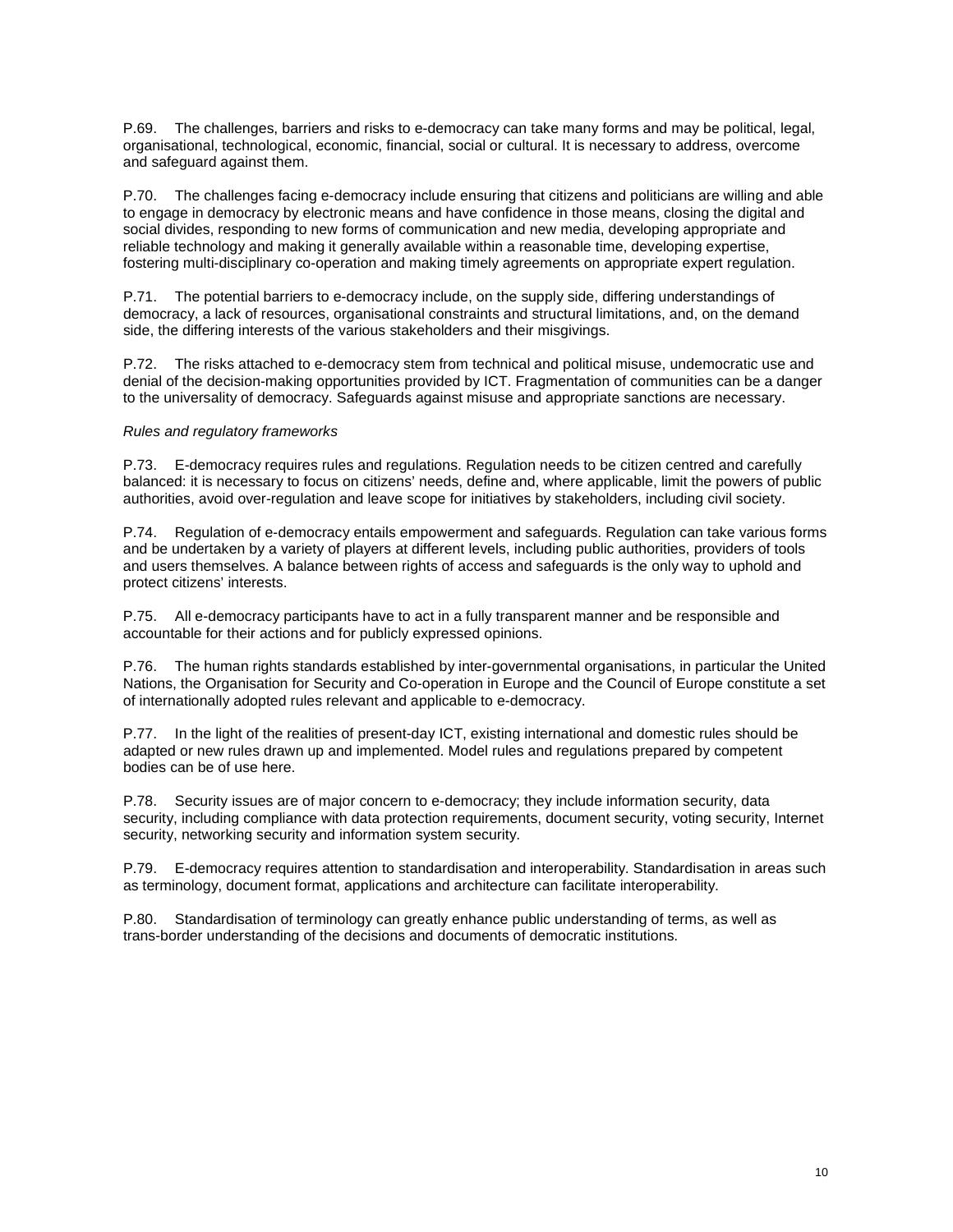P.69. The challenges, barriers and risks to e-democracy can take many forms and may be political, legal, organisational, technological, economic, financial, social or cultural. It is necessary to address, overcome and safeguard against them.

P.70. The challenges facing e-democracy include ensuring that citizens and politicians are willing and able to engage in democracy by electronic means and have confidence in those means, closing the digital and social divides, responding to new forms of communication and new media, developing appropriate and reliable technology and making it generally available within a reasonable time, developing expertise, fostering multi-disciplinary co-operation and making timely agreements on appropriate expert regulation.

P.71. The potential barriers to e-democracy include, on the supply side, differing understandings of democracy, a lack of resources, organisational constraints and structural limitations, and, on the demand side, the differing interests of the various stakeholders and their misgivings.

P.72. The risks attached to e-democracy stem from technical and political misuse, undemocratic use and denial of the decision-making opportunities provided by ICT. Fragmentation of communities can be a danger to the universality of democracy. Safeguards against misuse and appropriate sanctions are necessary.

*Rules and regulatory frameworks*

P.73. E-democracy requires rules and regulations. Regulation needs to be citizen centred and carefully balanced: it is necessary to focus on citizens' needs, define and, where applicable, limit the powers of public authorities, avoid over-regulation and leave scope for initiatives by stakeholders, including civil society.

P.74. Regulation of e-democracy entails empowerment and safeguards. Regulation can take various forms and be undertaken by a variety of players at different levels, including public authorities, providers of tools and users themselves. A balance between rights of access and safeguards is the only way to uphold and protect citizens' interests.

P.75. All e-democracy participants have to act in a fully transparent manner and be responsible and accountable for their actions and for publicly expressed opinions.

P.76. The human rights standards established by inter-governmental organisations, in particular the United Nations, the Organisation for Security and Co-operation in Europe and the Council of Europe constitute a set of internationally adopted rules relevant and applicable to e-democracy.

P.77. In the light of the realities of present-day ICT, existing international and domestic rules should be adapted or new rules drawn up and implemented. Model rules and regulations prepared by competent bodies can be of use here.

P.78. Security issues are of major concern to e-democracy; they include information security, data security, including compliance with data protection requirements, document security, voting security, Internet security, networking security and information system security.

P.79. E-democracy requires attention to standardisation and interoperability. Standardisation in areas such as terminology, document format, applications and architecture can facilitate interoperability.

P.80. Standardisation of terminology can greatly enhance public understanding of terms, as well as trans-border understanding of the decisions and documents of democratic institutions.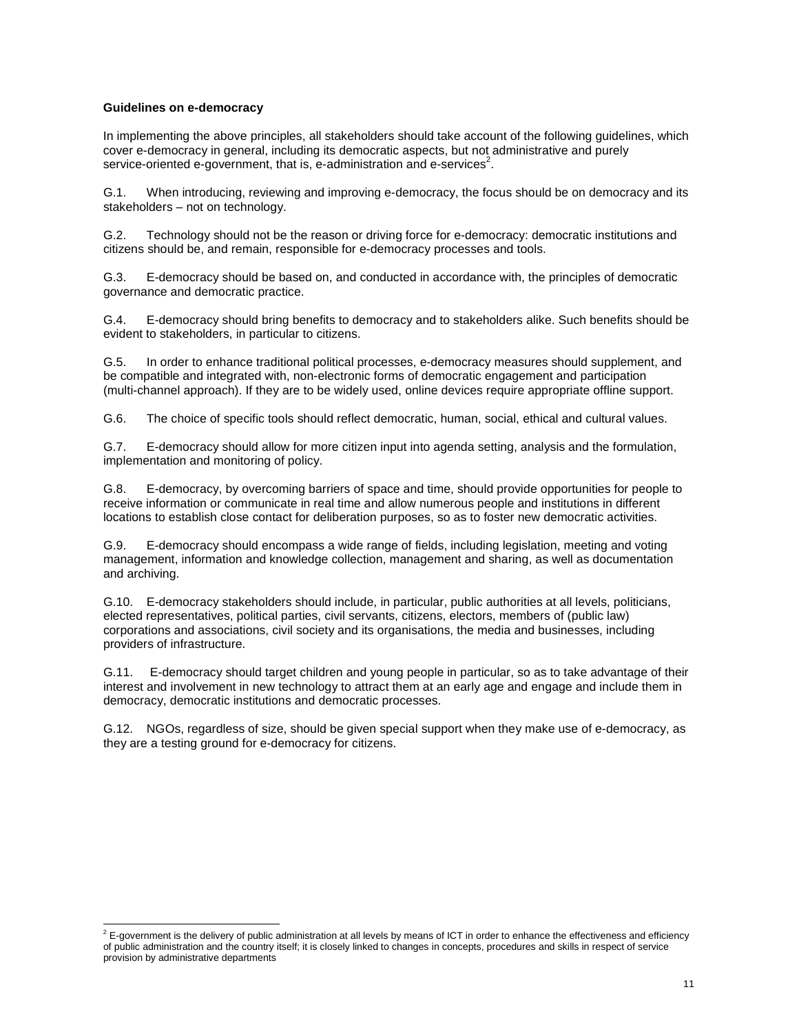**Guidelines on e-democracy**

In implementing the above principles, all stakeholders should take account of the following guidelines, which cover e-democracy in general, including its democratic aspects, but not administrative and purely service-oriented e-government, that is, e-administration and e-services[2].

G.1. When introducing, reviewing and improving e-democracy, the focus should be on democracy and its stakeholders – not on technology.

G.2. Technology should not be the reason or driving force for e-democracy: democratic institutions and citizens should be, and remain, responsible for e-democracy processes and tools.

G.3. E-democracy should be based on, and conducted in accordance with, the principles of democratic governance and democratic practice.

G.4. E-democracy should bring benefits to democracy and to stakeholders alike. Such benefits should be evident to stakeholders, in particular to citizens.

G.5. In order to enhance traditional political processes, e-democracy measures should supplement, and be compatible and integrated with, non-electronic forms of democratic engagement and participation (multi-channel approach). If they are to be widely used, online devices require appropriate offline support.

G.6. The choice of specific tools should reflect democratic, human, social, ethical and cultural values.

G.7. E-democracy should allow for more citizen input into agenda setting, analysis and the formulation, implementation and monitoring of policy.

G.8. E-democracy, by overcoming barriers of space and time, should provide opportunities for people to receive information or communicate in real time and allow numerous people and institutions in different locations to establish close contact for deliberation purposes, so as to foster new democratic activities.

G.9. E-democracy should encompass a wide range of fields, including legislation, meeting and voting management, information and knowledge collection, management and sharing, as well as documentation and archiving.

G.10. E-democracy stakeholders should include, in particular, public authorities at all levels, politicians, elected representatives, political parties, civil servants, citizens, electors, members of (public law) corporations and associations, civil society and its organisations, the media and businesses, including providers of infrastructure.

G.11. E-democracy should target children and young people in particular, so as to take advantage of their interest and involvement in new technology to attract them at an early age and engage and include them in democracy, democratic institutions and democratic processes.

G.12. NGOs, regardless of size, should be given special support when they make use of e-democracy, as they are a testing ground for e-democracy for citizens.

---

[2] E-government is the delivery of public administration at all levels by means of ICT in order to enhance the effectiveness and efficiency of public administration and the country itself; it is closely linked to changes in concepts, procedures and skills in respect of service provision by administrative departments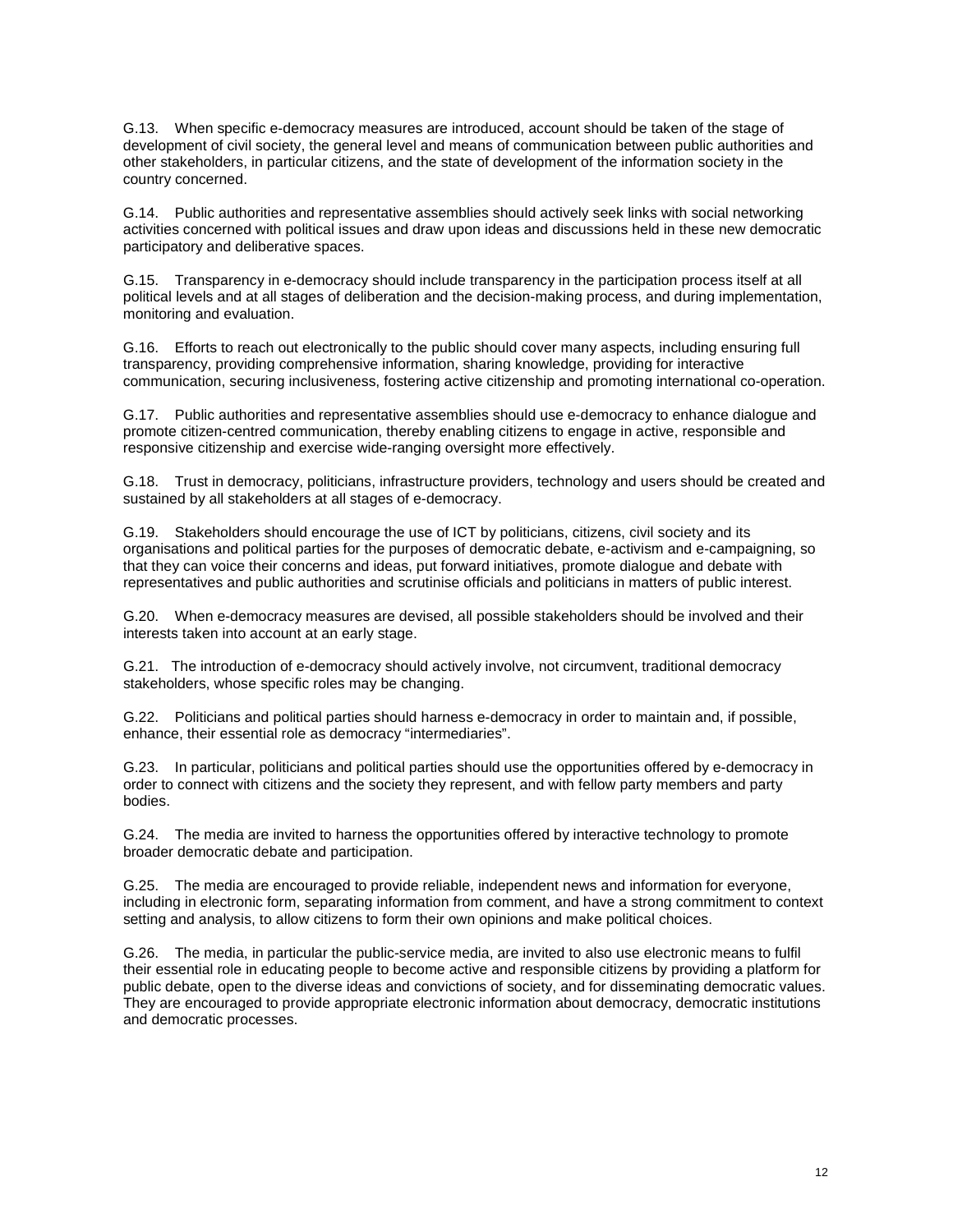G.13. When specific e-democracy measures are introduced, account should be taken of the stage of development of civil society, the general level and means of communication between public authorities and other stakeholders, in particular citizens, and the state of development of the information society in the country concerned.

G.14. Public authorities and representative assemblies should actively seek links with social networking activities concerned with political issues and draw upon ideas and discussions held in these new democratic participatory and deliberative spaces.

G.15. Transparency in e-democracy should include transparency in the participation process itself at all political levels and at all stages of deliberation and the decision-making process, and during implementation, monitoring and evaluation.

G.16. Efforts to reach out electronically to the public should cover many aspects, including ensuring full transparency, providing comprehensive information, sharing knowledge, providing for interactive communication, securing inclusiveness, fostering active citizenship and promoting international co-operation.

G.17. Public authorities and representative assemblies should use e-democracy to enhance dialogue and promote citizen-centred communication, thereby enabling citizens to engage in active, responsible and responsive citizenship and exercise wide-ranging oversight more effectively.

G.18. Trust in democracy, politicians, infrastructure providers, technology and users should be created and sustained by all stakeholders at all stages of e-democracy.

G.19. Stakeholders should encourage the use of ICT by politicians, citizens, civil society and its organisations and political parties for the purposes of democratic debate, e-activism and e-campaigning, so that they can voice their concerns and ideas, put forward initiatives, promote dialogue and debate with representatives and public authorities and scrutinise officials and politicians in matters of public interest.

G.20. When e-democracy measures are devised, all possible stakeholders should be involved and their interests taken into account at an early stage.

G.21. The introduction of e-democracy should actively involve, not circumvent, traditional democracy stakeholders, whose specific roles may be changing.

G.22. Politicians and political parties should harness e-democracy in order to maintain and, if possible, enhance, their essential role as democracy "intermediaries".

G.23. In particular, politicians and political parties should use the opportunities offered by e-democracy in order to connect with citizens and the society they represent, and with fellow party members and party bodies.

G.24. The media are invited to harness the opportunities offered by interactive technology to promote broader democratic debate and participation.

G.25. The media are encouraged to provide reliable, independent news and information for everyone, including in electronic form, separating information from comment, and have a strong commitment to context setting and analysis, to allow citizens to form their own opinions and make political choices.

G.26. The media, in particular the public-service media, are invited to also use electronic means to fulfil their essential role in educating people to become active and responsible citizens by providing a platform for public debate, open to the diverse ideas and convictions of society, and for disseminating democratic values. They are encouraged to provide appropriate electronic information about democracy, democratic institutions and democratic processes.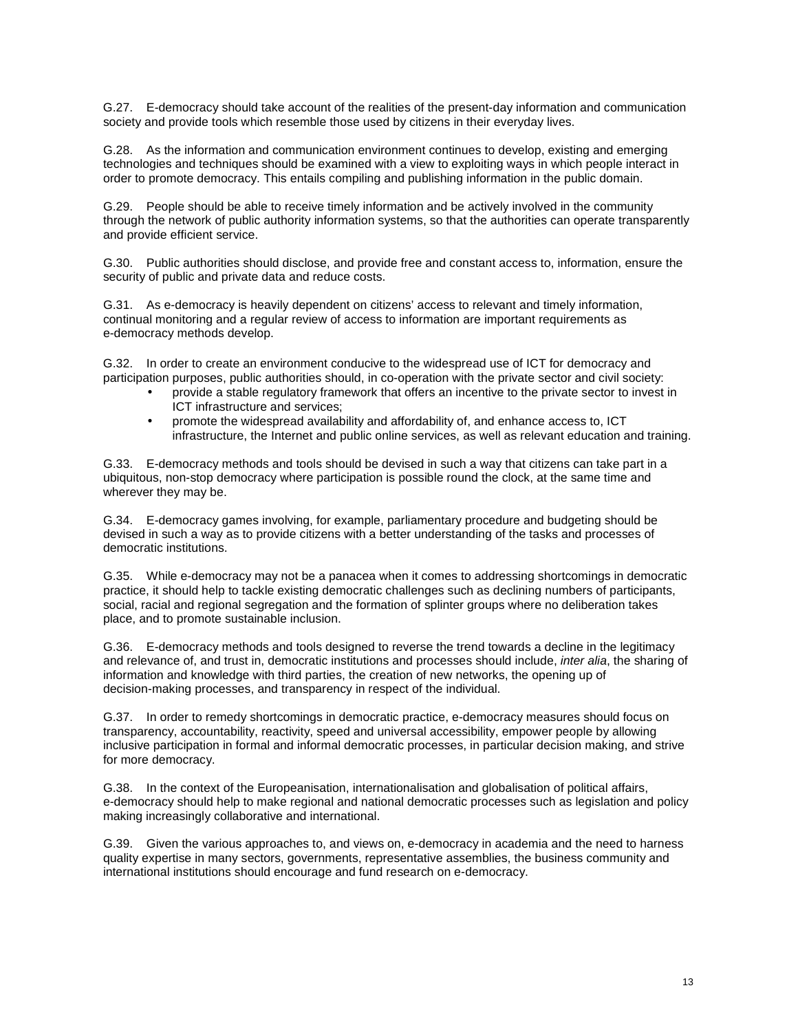G.27. E-democracy should take account of the realities of the present-day information and communication society and provide tools which resemble those used by citizens in their everyday lives.

G.28. As the information and communication environment continues to develop, existing and emerging technologies and techniques should be examined with a view to exploiting ways in which people interact in order to promote democracy. This entails compiling and publishing information in the public domain.

G.29. People should be able to receive timely information and be actively involved in the community through the network of public authority information systems, so that the authorities can operate transparently and provide efficient service.

G.30. Public authorities should disclose, and provide free and constant access to, information, ensure the security of public and private data and reduce costs.

G.31. As e-democracy is heavily dependent on citizens' access to relevant and timely information, continual monitoring and a regular review of access to information are important requirements as e-democracy methods develop.

G.32. In order to create an environment conducive to the widespread use of ICT for democracy and participation purposes, public authorities should, in co-operation with the private sector and civil society:

- provide a stable regulatory framework that offers an incentive to the private sector to invest in ICT infrastructure and services;
- promote the widespread availability and affordability of, and enhance access to, ICT infrastructure, the Internet and public online services, as well as relevant education and training.

G.33. E-democracy methods and tools should be devised in such a way that citizens can take part in a ubiquitous, non-stop democracy where participation is possible round the clock, at the same time and wherever they may be.

G.34. E-democracy games involving, for example, parliamentary procedure and budgeting should be devised in such a way as to provide citizens with a better understanding of the tasks and processes of democratic institutions.

G.35. While e-democracy may not be a panacea when it comes to addressing shortcomings in democratic practice, it should help to tackle existing democratic challenges such as declining numbers of participants, social, racial and regional segregation and the formation of splinter groups where no deliberation takes place, and to promote sustainable inclusion.

G.36. E-democracy methods and tools designed to reverse the trend towards a decline in the legitimacy and relevance of, and trust in, democratic institutions and processes should include, *inter alia*, the sharing of information and knowledge with third parties, the creation of new networks, the opening up of decision-making processes, and transparency in respect of the individual.

G.37. In order to remedy shortcomings in democratic practice, e-democracy measures should focus on transparency, accountability, reactivity, speed and universal accessibility, empower people by allowing inclusive participation in formal and informal democratic processes, in particular decision making, and strive for more democracy.

G.38. In the context of the Europeanisation, internationalisation and globalisation of political affairs, e-democracy should help to make regional and national democratic processes such as legislation and policy making increasingly collaborative and international.

G.39. Given the various approaches to, and views on, e-democracy in academia and the need to harness quality expertise in many sectors, governments, representative assemblies, the business community and international institutions should encourage and fund research on e-democracy.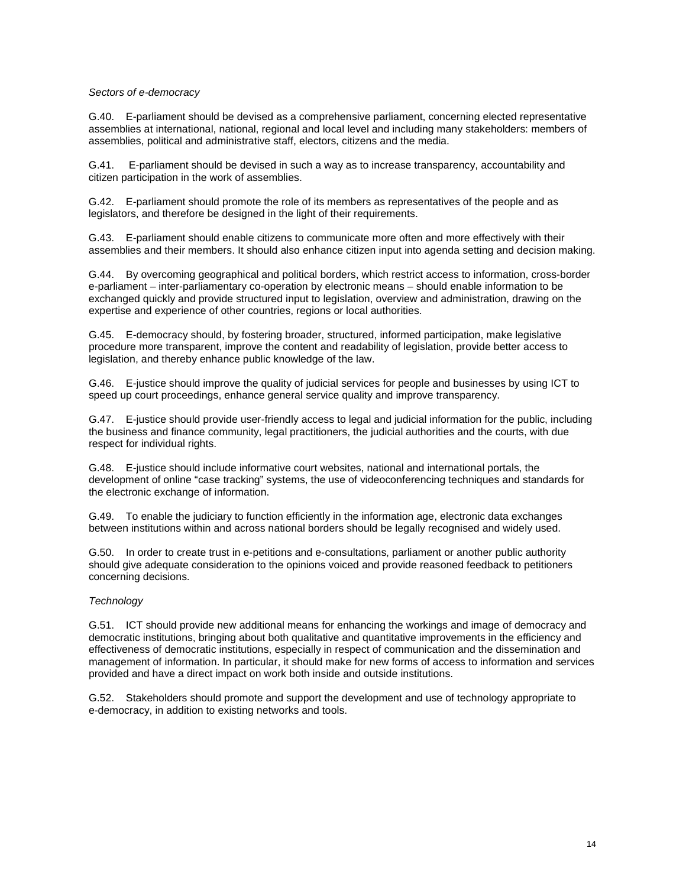*Sectors of e-democracy*

G.40. E-parliament should be devised as a comprehensive parliament, concerning elected representative assemblies at international, national, regional and local level and including many stakeholders: members of assemblies, political and administrative staff, electors, citizens and the media.

G.41. E-parliament should be devised in such a way as to increase transparency, accountability and citizen participation in the work of assemblies.

G.42. E-parliament should promote the role of its members as representatives of the people and as legislators, and therefore be designed in the light of their requirements.

G.43. E-parliament should enable citizens to communicate more often and more effectively with their assemblies and their members. It should also enhance citizen input into agenda setting and decision making.

G.44. By overcoming geographical and political borders, which restrict access to information, cross-border e-parliament – inter-parliamentary co-operation by electronic means – should enable information to be exchanged quickly and provide structured input to legislation, overview and administration, drawing on the expertise and experience of other countries, regions or local authorities.

G.45. E-democracy should, by fostering broader, structured, informed participation, make legislative procedure more transparent, improve the content and readability of legislation, provide better access to legislation, and thereby enhance public knowledge of the law.

G.46. E-justice should improve the quality of judicial services for people and businesses by using ICT to speed up court proceedings, enhance general service quality and improve transparency.

G.47. E-justice should provide user-friendly access to legal and judicial information for the public, including the business and finance community, legal practitioners, the judicial authorities and the courts, with due respect for individual rights.

G.48. E-justice should include informative court websites, national and international portals, the development of online "case tracking" systems, the use of videoconferencing techniques and standards for the electronic exchange of information.

G.49. To enable the judiciary to function efficiently in the information age, electronic data exchanges between institutions within and across national borders should be legally recognised and widely used.

G.50. In order to create trust in e-petitions and e-consultations, parliament or another public authority should give adequate consideration to the opinions voiced and provide reasoned feedback to petitioners concerning decisions.

*Technology*

G.51. ICT should provide new additional means for enhancing the workings and image of democracy and democratic institutions, bringing about both qualitative and quantitative improvements in the efficiency and effectiveness of democratic institutions, especially in respect of communication and the dissemination and management of information. In particular, it should make for new forms of access to information and services provided and have a direct impact on work both inside and outside institutions.

G.52. Stakeholders should promote and support the development and use of technology appropriate to e-democracy, in addition to existing networks and tools.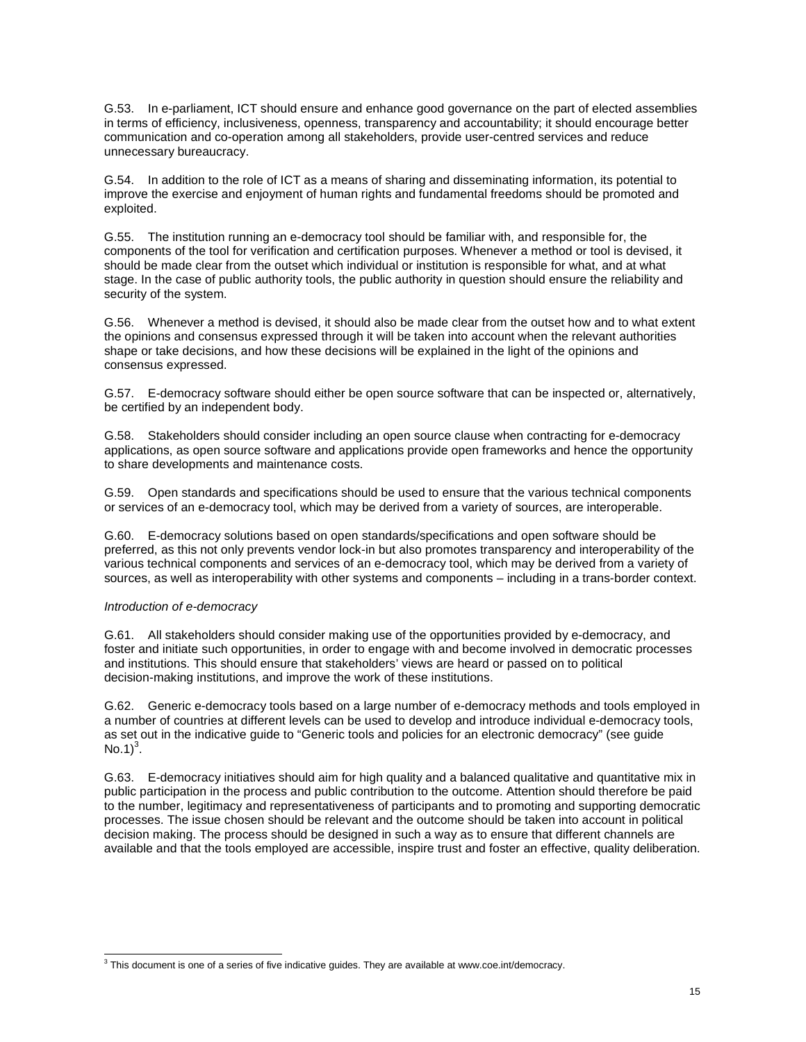G.53. In e-parliament, ICT should ensure and enhance good governance on the part of elected assemblies in terms of efficiency, inclusiveness, openness, transparency and accountability; it should encourage better communication and co-operation among all stakeholders, provide user-centred services and reduce unnecessary bureaucracy.

G.54. In addition to the role of ICT as a means of sharing and disseminating information, its potential to improve the exercise and enjoyment of human rights and fundamental freedoms should be promoted and exploited.

G.55. The institution running an e-democracy tool should be familiar with, and responsible for, the components of the tool for verification and certification purposes. Whenever a method or tool is devised, it should be made clear from the outset which individual or institution is responsible for what, and at what stage. In the case of public authority tools, the public authority in question should ensure the reliability and security of the system.

G.56. Whenever a method is devised, it should also be made clear from the outset how and to what extent the opinions and consensus expressed through it will be taken into account when the relevant authorities shape or take decisions, and how these decisions will be explained in the light of the opinions and consensus expressed.

G.57. E-democracy software should either be open source software that can be inspected or, alternatively, be certified by an independent body.

G.58. Stakeholders should consider including an open source clause when contracting for e-democracy applications, as open source software and applications provide open frameworks and hence the opportunity to share developments and maintenance costs.

G.59. Open standards and specifications should be used to ensure that the various technical components or services of an e-democracy tool, which may be derived from a variety of sources, are interoperable.

G.60. E-democracy solutions based on open standards/specifications and open software should be preferred, as this not only prevents vendor lock-in but also promotes transparency and interoperability of the various technical components and services of an e-democracy tool, which may be derived from a variety of sources, as well as interoperability with other systems and components – including in a trans-border context.

*Introduction of e-democracy*

G.61. All stakeholders should consider making use of the opportunities provided by e-democracy, and foster and initiate such opportunities, in order to engage with and become involved in democratic processes and institutions. This should ensure that stakeholders' views are heard or passed on to political decision-making institutions, and improve the work of these institutions.

G.62. Generic e-democracy tools based on a large number of e-democracy methods and tools employed in a number of countries at different levels can be used to develop and introduce individual e-democracy tools, as set out in the indicative guide to "Generic tools and policies for an electronic democracy" (see guide No.1)[3].

G.63. E-democracy initiatives should aim for high quality and a balanced qualitative and quantitative mix in public participation in the process and public contribution to the outcome. Attention should therefore be paid to the number, legitimacy and representativeness of participants and to promoting and supporting democratic processes. The issue chosen should be relevant and the outcome should be taken into account in political decision making. The process should be designed in such a way as to ensure that different channels are available and that the tools employed are accessible, inspire trust and foster an effective, quality deliberation.

[3] This document is one of a series of five indicative guides. They are available at www.coe.int/democracy.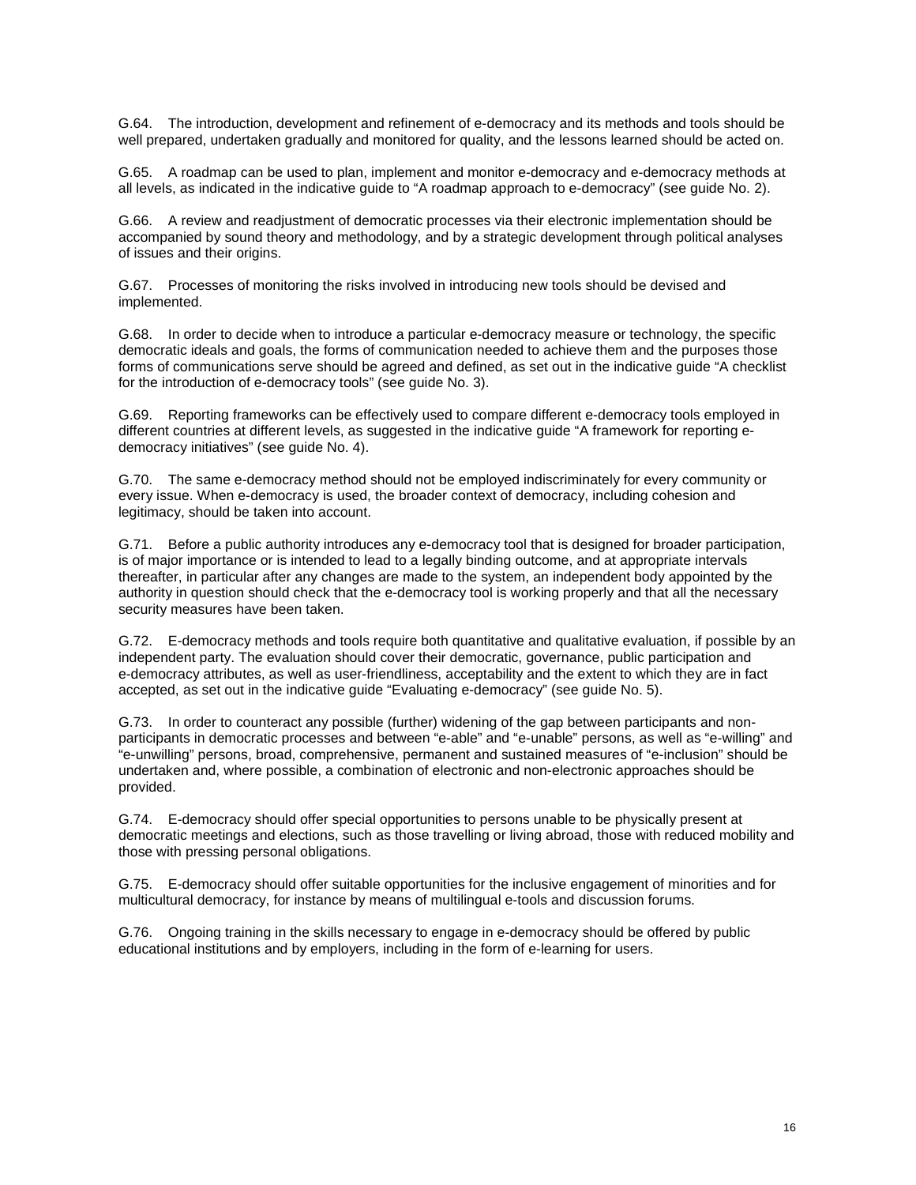G.64. The introduction, development and refinement of e-democracy and its methods and tools should be well prepared, undertaken gradually and monitored for quality, and the lessons learned should be acted on.

G.65. A roadmap can be used to plan, implement and monitor e-democracy and e-democracy methods at all levels, as indicated in the indicative guide to "A roadmap approach to e-democracy" (see guide No. 2).

G.66. A review and readjustment of democratic processes via their electronic implementation should be accompanied by sound theory and methodology, and by a strategic development through political analyses of issues and their origins.

G.67. Processes of monitoring the risks involved in introducing new tools should be devised and implemented.

G.68. In order to decide when to introduce a particular e-democracy measure or technology, the specific democratic ideals and goals, the forms of communication needed to achieve them and the purposes those forms of communications serve should be agreed and defined, as set out in the indicative guide "A checklist for the introduction of e-democracy tools" (see guide No. 3).

G.69. Reporting frameworks can be effectively used to compare different e-democracy tools employed in different countries at different levels, as suggested in the indicative guide "A framework for reporting e-democracy initiatives" (see guide No. 4).

G.70. The same e-democracy method should not be employed indiscriminately for every community or every issue. When e-democracy is used, the broader context of democracy, including cohesion and legitimacy, should be taken into account.

G.71. Before a public authority introduces any e-democracy tool that is designed for broader participation, is of major importance or is intended to lead to a legally binding outcome, and at appropriate intervals thereafter, in particular after any changes are made to the system, an independent body appointed by the authority in question should check that the e-democracy tool is working properly and that all the necessary security measures have been taken.

G.72. E-democracy methods and tools require both quantitative and qualitative evaluation, if possible by an independent party. The evaluation should cover their democratic, governance, public participation and e-democracy attributes, as well as user-friendliness, acceptability and the extent to which they are in fact accepted, as set out in the indicative guide "Evaluating e-democracy" (see guide No. 5).

G.73. In order to counteract any possible (further) widening of the gap between participants and non-participants in democratic processes and between "e-able" and "e-unable" persons, as well as "e-willing" and "e-unwilling" persons, broad, comprehensive, permanent and sustained measures of "e-inclusion" should be undertaken and, where possible, a combination of electronic and non-electronic approaches should be provided.

G.74. E-democracy should offer special opportunities to persons unable to be physically present at democratic meetings and elections, such as those travelling or living abroad, those with reduced mobility and those with pressing personal obligations.

G.75. E-democracy should offer suitable opportunities for the inclusive engagement of minorities and for multicultural democracy, for instance by means of multilingual e-tools and discussion forums.

G.76. Ongoing training in the skills necessary to engage in e-democracy should be offered by public educational institutions and by employers, including in the form of e-learning for users.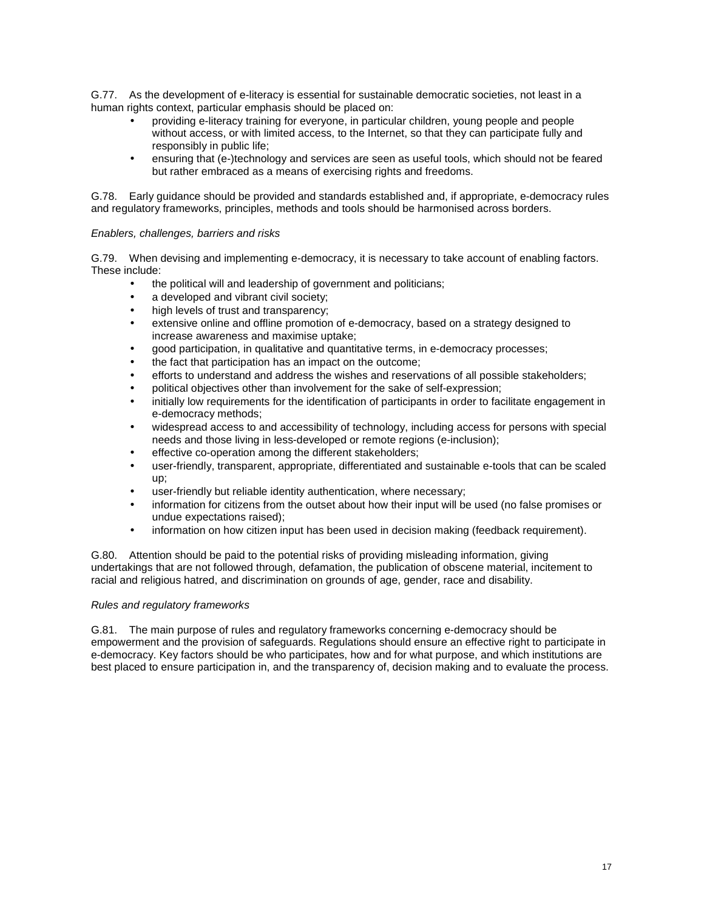G.77. As the development of e-literacy is essential for sustainable democratic societies, not least in a human rights context, particular emphasis should be placed on:

- providing e-literacy training for everyone, in particular children, young people and people without access, or with limited access, to the Internet, so that they can participate fully and responsibly in public life;
- ensuring that (e-)technology and services are seen as useful tools, which should not be feared but rather embraced as a means of exercising rights and freedoms.

G.78. Early guidance should be provided and standards established and, if appropriate, e-democracy rules and regulatory frameworks, principles, methods and tools should be harmonised across borders.

*Enablers, challenges, barriers and risks*

G.79. When devising and implementing e-democracy, it is necessary to take account of enabling factors. These include:

- the political will and leadership of government and politicians;
- a developed and vibrant civil society;
- high levels of trust and transparency;
- extensive online and offline promotion of e-democracy, based on a strategy designed to increase awareness and maximise uptake;
- good participation, in qualitative and quantitative terms, in e-democracy processes;
- the fact that participation has an impact on the outcome;
- efforts to understand and address the wishes and reservations of all possible stakeholders;
- political objectives other than involvement for the sake of self-expression;
- initially low requirements for the identification of participants in order to facilitate engagement in e-democracy methods;
- widespread access to and accessibility of technology, including access for persons with special needs and those living in less-developed or remote regions (e-inclusion);
- effective co-operation among the different stakeholders;
- user-friendly, transparent, appropriate, differentiated and sustainable e-tools that can be scaled up;
- user-friendly but reliable identity authentication, where necessary;
- information for citizens from the outset about how their input will be used (no false promises or undue expectations raised);
- information on how citizen input has been used in decision making (feedback requirement).

G.80. Attention should be paid to the potential risks of providing misleading information, giving undertakings that are not followed through, defamation, the publication of obscene material, incitement to racial and religious hatred, and discrimination on grounds of age, gender, race and disability.

*Rules and regulatory frameworks*

G.81. The main purpose of rules and regulatory frameworks concerning e-democracy should be empowerment and the provision of safeguards. Regulations should ensure an effective right to participate in e-democracy. Key factors should be who participates, how and for what purpose, and which institutions are best placed to ensure participation in, and the transparency of, decision making and to evaluate the process.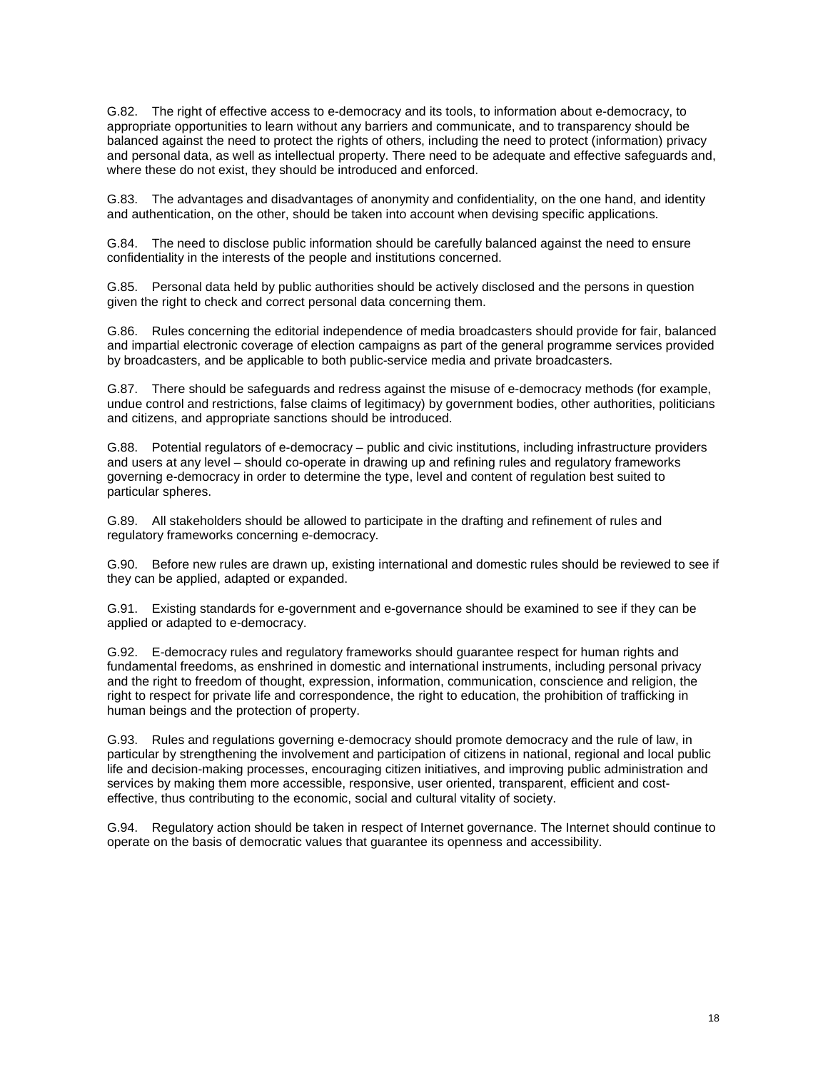G.82. The right of effective access to e-democracy and its tools, to information about e-democracy, to appropriate opportunities to learn without any barriers and communicate, and to transparency should be balanced against the need to protect the rights of others, including the need to protect (information) privacy and personal data, as well as intellectual property. There need to be adequate and effective safeguards and, where these do not exist, they should be introduced and enforced.

G.83. The advantages and disadvantages of anonymity and confidentiality, on the one hand, and identity and authentication, on the other, should be taken into account when devising specific applications.

G.84. The need to disclose public information should be carefully balanced against the need to ensure confidentiality in the interests of the people and institutions concerned.

G.85. Personal data held by public authorities should be actively disclosed and the persons in question given the right to check and correct personal data concerning them.

G.86. Rules concerning the editorial independence of media broadcasters should provide for fair, balanced and impartial electronic coverage of election campaigns as part of the general programme services provided by broadcasters, and be applicable to both public-service media and private broadcasters.

G.87. There should be safeguards and redress against the misuse of e-democracy methods (for example, undue control and restrictions, false claims of legitimacy) by government bodies, other authorities, politicians and citizens, and appropriate sanctions should be introduced.

G.88. Potential regulators of e-democracy – public and civic institutions, including infrastructure providers and users at any level – should co-operate in drawing up and refining rules and regulatory frameworks governing e-democracy in order to determine the type, level and content of regulation best suited to particular spheres.

G.89. All stakeholders should be allowed to participate in the drafting and refinement of rules and regulatory frameworks concerning e-democracy.

G.90. Before new rules are drawn up, existing international and domestic rules should be reviewed to see if they can be applied, adapted or expanded.

G.91. Existing standards for e-government and e-governance should be examined to see if they can be applied or adapted to e-democracy.

G.92. E-democracy rules and regulatory frameworks should guarantee respect for human rights and fundamental freedoms, as enshrined in domestic and international instruments, including personal privacy and the right to freedom of thought, expression, information, communication, conscience and religion, the right to respect for private life and correspondence, the right to education, the prohibition of trafficking in human beings and the protection of property.

G.93. Rules and regulations governing e-democracy should promote democracy and the rule of law, in particular by strengthening the involvement and participation of citizens in national, regional and local public life and decision-making processes, encouraging citizen initiatives, and improving public administration and services by making them more accessible, responsive, user oriented, transparent, efficient and cost-effective, thus contributing to the economic, social and cultural vitality of society.

G.94. Regulatory action should be taken in respect of Internet governance. The Internet should continue to operate on the basis of democratic values that guarantee its openness and accessibility.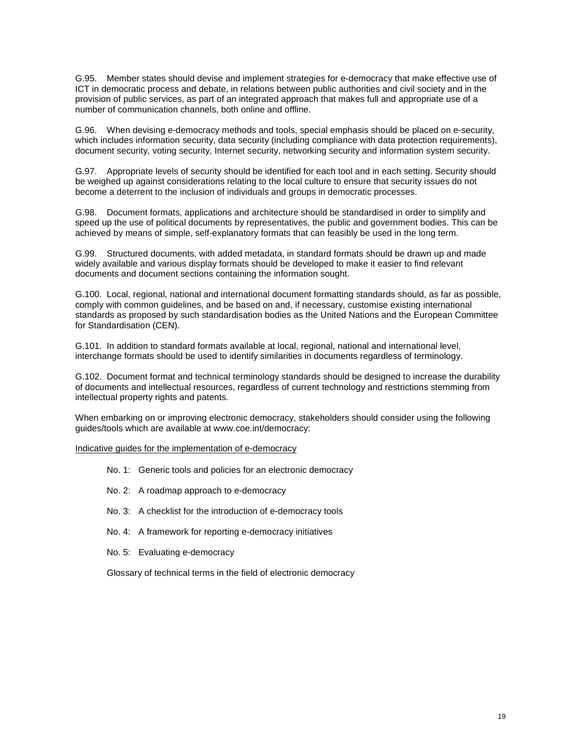G.95. Member states should devise and implement strategies for e-democracy that make effective use of ICT in democratic process and debate, in relations between public authorities and civil society and in the provision of public services, as part of an integrated approach that makes full and appropriate use of a number of communication channels, both online and offline.

G.96. When devising e-democracy methods and tools, special emphasis should be placed on e-security, which includes information security, data security (including compliance with data protection requirements), document security, voting security, Internet security, networking security and information system security.

G.97. Appropriate levels of security should be identified for each tool and in each setting. Security should be weighed up against considerations relating to the local culture to ensure that security issues do not become a deterrent to the inclusion of individuals and groups in democratic processes.

G.98. Document formats, applications and architecture should be standardised in order to simplify and speed up the use of political documents by representatives, the public and government bodies. This can be achieved by means of simple, self-explanatory formats that can feasibly be used in the long term.

G.99. Structured documents, with added metadata, in standard formats should be drawn up and made widely available and various display formats should be developed to make it easier to find relevant documents and document sections containing the information sought.

G.100. Local, regional, national and international document formatting standards should, as far as possible, comply with common guidelines, and be based on and, if necessary, customise existing international standards as proposed by such standardisation bodies as the United Nations and the European Committee for Standardisation (CEN).

G.101. In addition to standard formats available at local, regional, national and international level, interchange formats should be used to identify similarities in documents regardless of terminology.

G.102. Document format and technical terminology standards should be designed to increase the durability of documents and intellectual resources, regardless of current technology and restrictions stemming from intellectual property rights and patents.

When embarking on or improving electronic democracy, stakeholders should consider using the following guides/tools which are available at www.coe.int/democracy:

Indicative guides for the implementation of e-democracy

- No. 1: Generic tools and policies for an electronic democracy
- No. 2: A roadmap approach to e-democracy
- No. 3: A checklist for the introduction of e-democracy tools
- No. 4: A framework for reporting e-democracy initiatives
- No. 5: Evaluating e-democracy

Glossary of technical terms in the field of electronic democracy